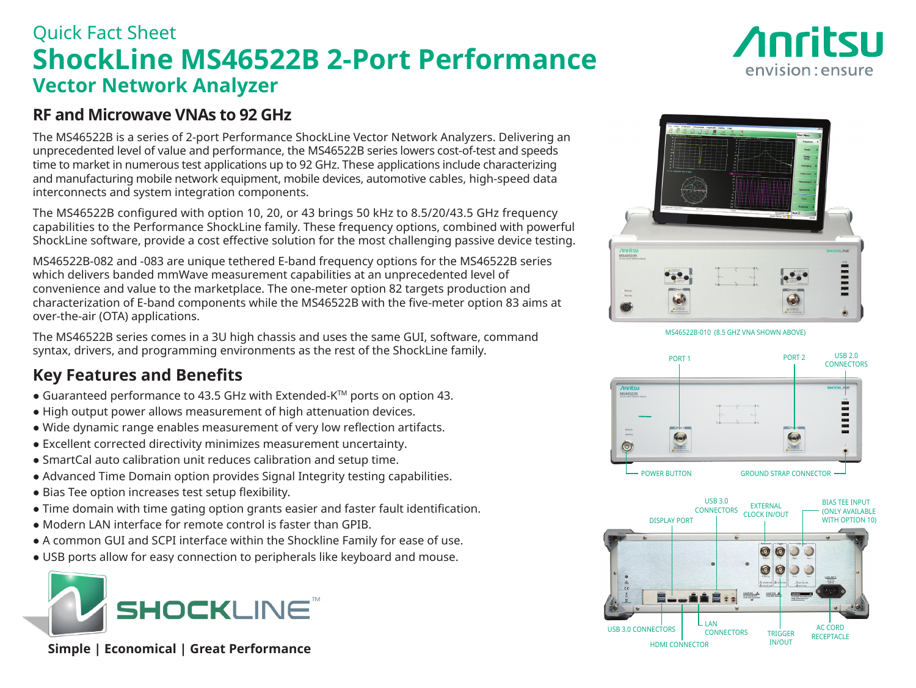Quick Fact Sheet

# ShockLine MS46522B 2-Port Performance Vector Network Analyzer

## RF and Microwave VNAs to 92 GHz

The MS46522B is a series of 2-port Performance ShockLine Vector Network Analyzers. Delivering an unprecedented level of value and performance, the MS46522B series lowers cost-of-test and speeds time to market in numerous test applications up to 92 GHz. These applications include characterizing and manufacturing mobile network equipment, mobile devices, automotive cables, high-speed data interconnects and system integration components.

The MS46522B configured with option 10, 20, or 43 brings 50 kHz to 8.5/20/43.5 GHz frequency capabilities to the Performance ShockLine family. These frequency options, combined with powerful ShockLine software, provide a cost effective solution for the most challenging passive device testing.

MS46522B-082 and -083 are unique tethered E-band frequency options for the MS46522B series which delivers banded mmWave measurement capabilities at an unprecedented level of convenience and value to the marketplace. The one-meter option 82 targets production and characterization of E-band components while the MS46522B with the five-meter option 83 aims at over-the-air (OTA) applications.

The MS46522B series comes in a 3U high chassis and uses the same GUI, software, command syntax, drivers, and programming environments as the rest of the ShockLine family.

## Key Features and Benefits

- Guaranteed performance to 43.5 GHz with Extended-K™ ports on option 43.
- High output power allows measurement of high attenuation devices.
- Wide dynamic range enables measurement of very low reflection artifacts.
- Excellent corrected directivity minimizes measurement uncertainty.
- SmartCal auto calibration unit reduces calibration and setup time.
- Advanced Time Domain option provides Signal Integrity testing capabilities.
- Bias Tee option increases test setup flexibility.
- Time domain with time gating option grants easier and faster fault identification.
- Modern LAN interface for remote control is faster than GPIB.
- A common GUI and SCPI interface within the Shockline Family for ease of use.
- USB ports allow for easy connection to peripherals like keyboard and mouse.

SHOCKLINE™

**Simple | Economical | Great Performance**

MS46522B-010 (8.5 GHZ VNA SHOWN ABOVE)

PORT 1, PORT 2, USB 2.0 CONNECTORS, POWER BUTTON, GROUND STRAP CONNECTOR

USB 3.0 CONNECTORS, EXTERNAL CLOCK IN/OUT, BIAS TEE INPUT (ONLY AVAILABLE WITH OPTION 10), DISPLAY PORT, USB 3.0 CONNECTORS, LAN CONNECTORS, TRIGGER IN/OUT, AC CORD RECEPTACLE, HDMI CONNECTOR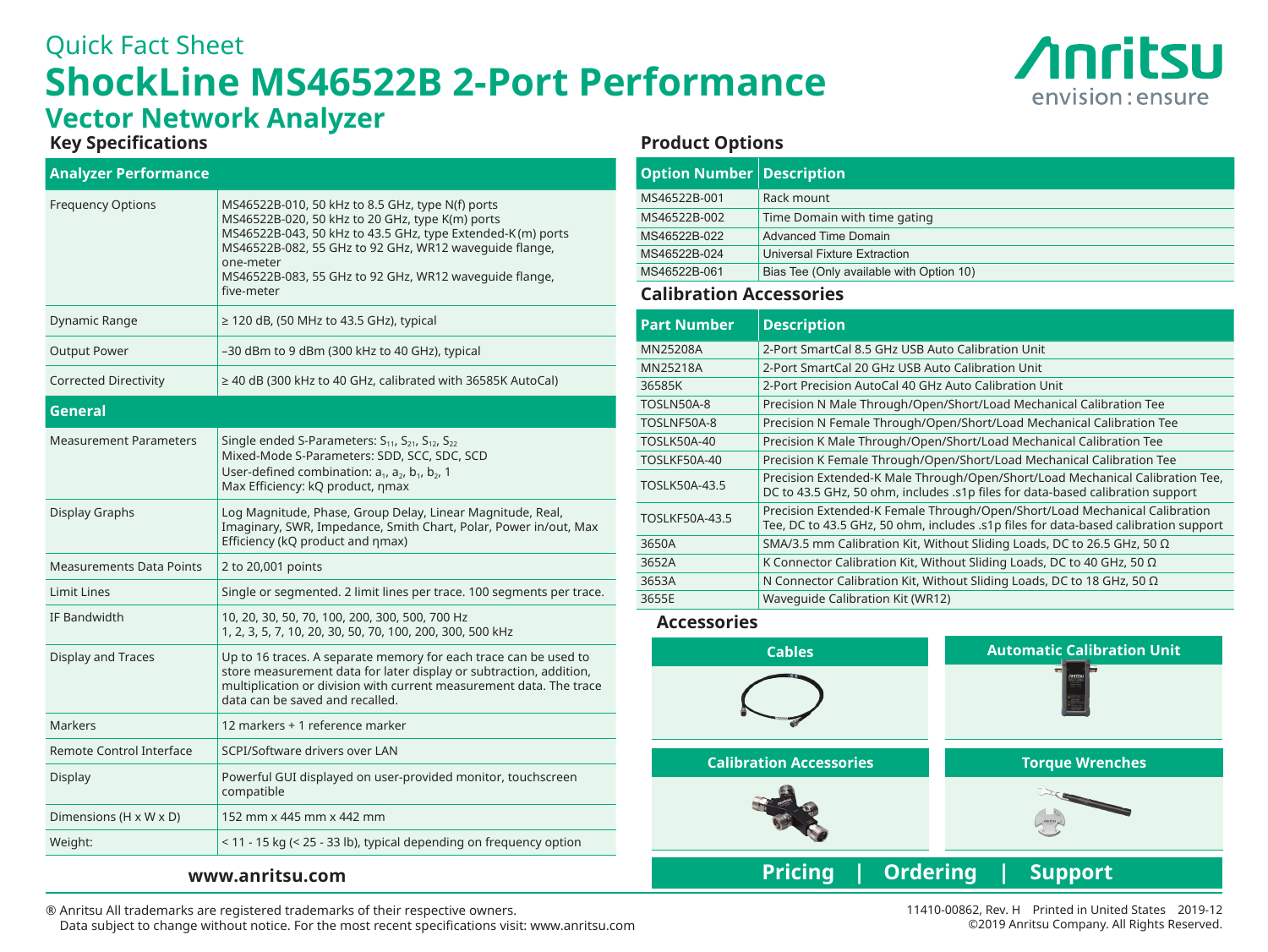# Quick Fact Sheet
# ShockLine MS46522B 2-Port Performance Vector Network Analyzer

## Key Specifications

| Analyzer Performance | |
|---|---|
| Frequency Options | MS46522B-010, 50 kHz to 8.5 GHz, type N(f) ports<br>MS46522B-020, 50 kHz to 20 GHz, type K(m) ports<br>MS46522B-043, 50 kHz to 43.5 GHz, type Extended-K(m) ports<br>MS46522B-082, 55 GHz to 92 GHz, WR12 waveguide flange, one-meter<br>MS46522B-083, 55 GHz to 92 GHz, WR12 waveguide flange, five-meter |
| Dynamic Range | ≥ 120 dB, (50 MHz to 43.5 GHz), typical |
| Output Power | –30 dBm to 9 dBm (300 kHz to 40 GHz), typical |
| Corrected Directivity | ≥ 40 dB (300 kHz to 40 GHz, calibrated with 36585K AutoCal) |
| **General** | |
| Measurement Parameters | Single ended S-Parameters: $S_{11}$, $S_{21}$, $S_{12}$, $S_{22}$<br>Mixed-Mode S-Parameters: SDD, SCC, SDC, SCD<br>User-defined combination: $a_1$, $a_2$, $b_1$, $b_2$, 1<br>Max Efficiency: kQ product, ηmax |
| Display Graphs | Log Magnitude, Phase, Group Delay, Linear Magnitude, Real, Imaginary, SWR, Impedance, Smith Chart, Polar, Power in/out, Max Efficiency (kQ product and ηmax) |
| Measurements Data Points | 2 to 20,001 points |
| Limit Lines | Single or segmented. 2 limit lines per trace. 100 segments per trace. |
| IF Bandwidth | 10, 20, 30, 50, 70, 100, 200, 300, 500, 700 Hz<br>1, 2, 3, 5, 7, 10, 20, 30, 50, 70, 100, 200, 300, 500 kHz |
| Display and Traces | Up to 16 traces. A separate memory for each trace can be used to store measurement data for later display or subtraction, addition, multiplication or division with current measurement data. The trace data can be saved and recalled. |
| Markers | 12 markers + 1 reference marker |
| Remote Control Interface | SCPI/Software drivers over LAN |
| Display | Powerful GUI displayed on user-provided monitor, touchscreen compatible |
| Dimensions (H x W x D) | 152 mm x 445 mm x 442 mm |
| Weight: | < 11 - 15 kg (< 25 - 33 lb), typical depending on frequency option |

**www.anritsu.com**

## Product Options

| Option Number | Description |
|---|---|
| MS46522B-001 | Rack mount |
| MS46522B-002 | Time Domain with time gating |
| MS46522B-022 | Advanced Time Domain |
| MS46522B-024 | Universal Fixture Extraction |
| MS46522B-061 | Bias Tee (Only available with Option 10) |

## Calibration Accessories

| Part Number | Description |
|---|---|
| MN25208A | 2-Port SmartCal 8.5 GHz USB Auto Calibration Unit |
| MN25218A | 2-Port SmartCal 20 GHz USB Auto Calibration Unit |
| 36585K | 2-Port Precision AutoCal 40 GHz Auto Calibration Unit |
| TOSLN50A-8 | Precision N Male Through/Open/Short/Load Mechanical Calibration Tee |
| TOSLNF50A-8 | Precision N Female Through/Open/Short/Load Mechanical Calibration Tee |
| TOSLK50A-40 | Precision K Male Through/Open/Short/Load Mechanical Calibration Tee |
| TOSLKF50A-40 | Precision K Female Through/Open/Short/Load Mechanical Calibration Tee |
| TOSLK50A-43.5 | Precision Extended-K Male Through/Open/Short/Load Mechanical Calibration Tee, DC to 43.5 GHz, 50 ohm, includes .s1p files for data-based calibration support |
| TOSLKF50A-43.5 | Precision Extended-K Female Through/Open/Short/Load Mechanical Calibration Tee, DC to 43.5 GHz, 50 ohm, includes .s1p files for data-based calibration support |
| 3650A | SMA/3.5 mm Calibration Kit, Without Sliding Loads, DC to 26.5 GHz, 50 Ω |
| 3652A | K Connector Calibration Kit, Without Sliding Loads, DC to 40 GHz, 50 Ω |
| 3653A | N Connector Calibration Kit, Without Sliding Loads, DC to 18 GHz, 50 Ω |
| 3655E | Waveguide Calibration Kit (WR12) |

## Accessories

Cables

Automatic Calibration Unit

Calibration Accessories

Torque Wrenches

**Pricing | Ordering | Support**

® Anritsu All trademarks are registered trademarks of their respective owners.
Data subject to change without notice. For the most recent specifications visit: www.anritsu.com

11410-00862, Rev. H Printed in United States 2019-12
©2019 Anritsu Company. All Rights Reserved.